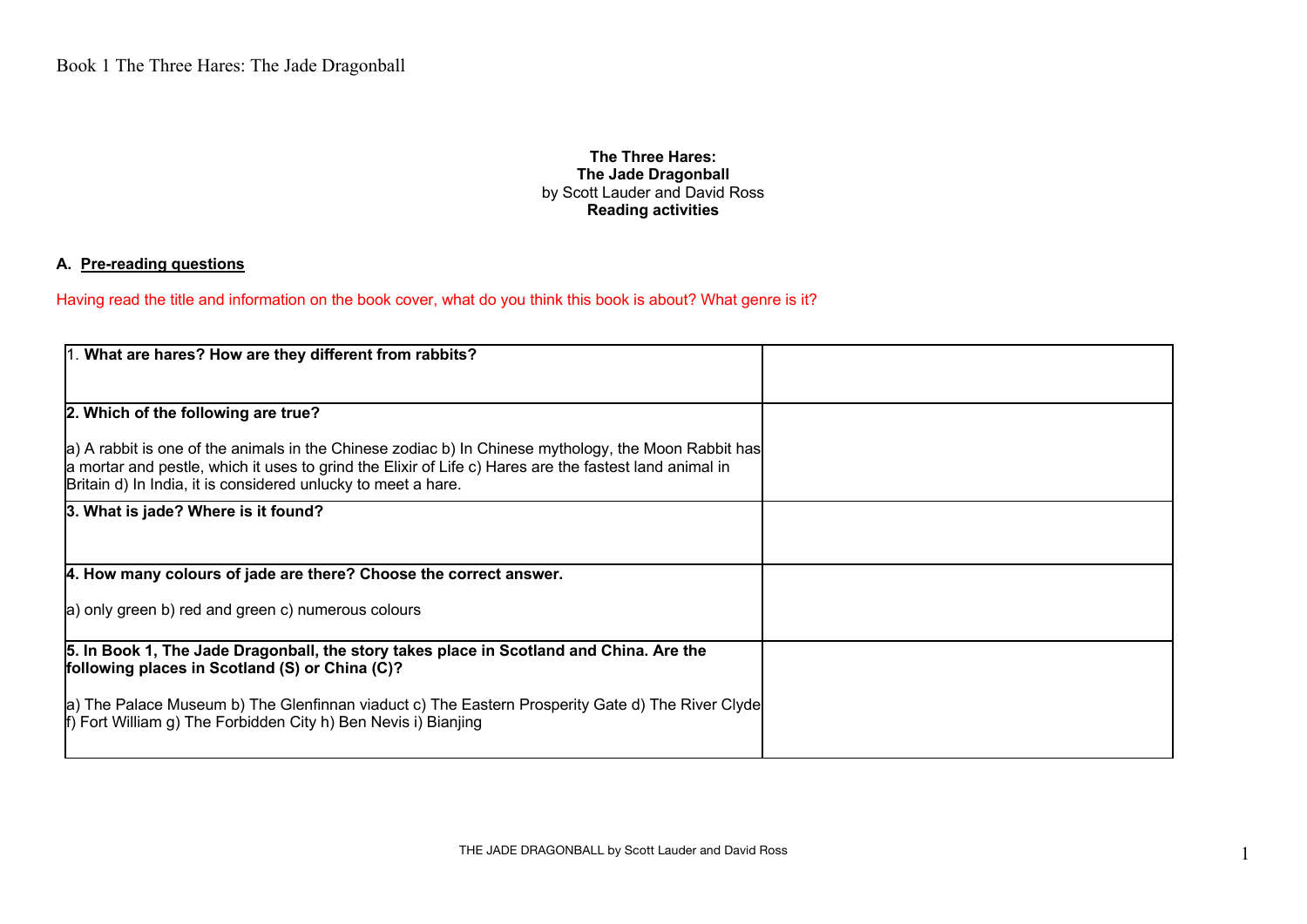**The Three Hares:**
**The Jade Dragonball**
by Scott Lauder and David Ross
**Reading activities**

### A. Pre-reading questions

Having read the title and information on the book cover, what do you think this book is about? What genre is it?

| | |
|---|---|
| 1. **What are hares? How are they different from rabbits?** | |
| **2. Which of the following are true?**<br><br>a) A rabbit is one of the animals in the Chinese zodiac b) In Chinese mythology, the Moon Rabbit has a mortar and pestle, which it uses to grind the Elixir of Life c) Hares are the fastest land animal in Britain d) In India, it is considered unlucky to meet a hare. | |
| **3. What is jade? Where is it found?** | |
| **4. How many colours of jade are there? Choose the correct answer.**<br><br>a) only green b) red and green c) numerous colours | |
| **5. In Book 1, The Jade Dragonball, the story takes place in Scotland and China. Are the following places in Scotland (S) or China (C)?**<br><br>a) The Palace Museum b) The Glenfinnan viaduct c) The Eastern Prosperity Gate d) The River Clyde f) Fort William g) The Forbidden City h) Ben Nevis i) Bianjing | |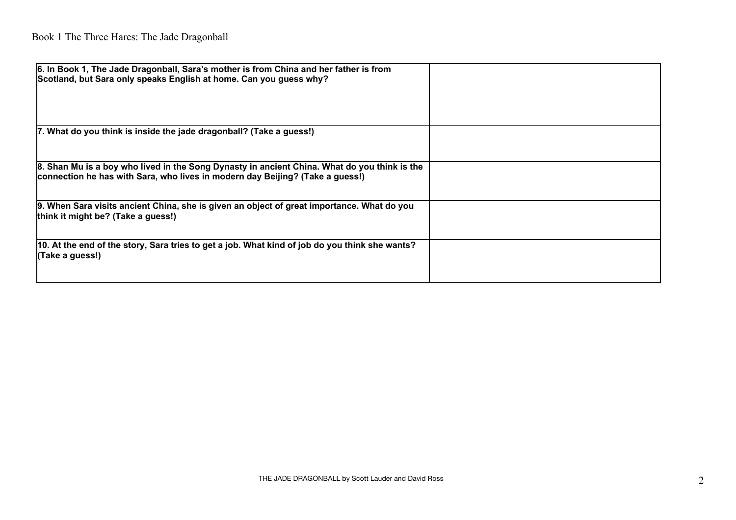| **6. In Book 1, The Jade Dragonball, Sara's mother is from China and her father is from Scotland, but Sara only speaks English at home. Can you guess why?** | |
|---|---|
| **7. What do you think is inside the jade dragonball? (Take a guess!)** | |
| **8. Shan Mu is a boy who lived in the Song Dynasty in ancient China. What do you think is the connection he has with Sara, who lives in modern day Beijing? (Take a guess!)** | |
| **9. When Sara visits ancient China, she is given an object of great importance. What do you think it might be? (Take a guess!)** | |
| **10. At the end of the story, Sara tries to get a job. What kind of job do you think she wants? (Take a guess!)** | |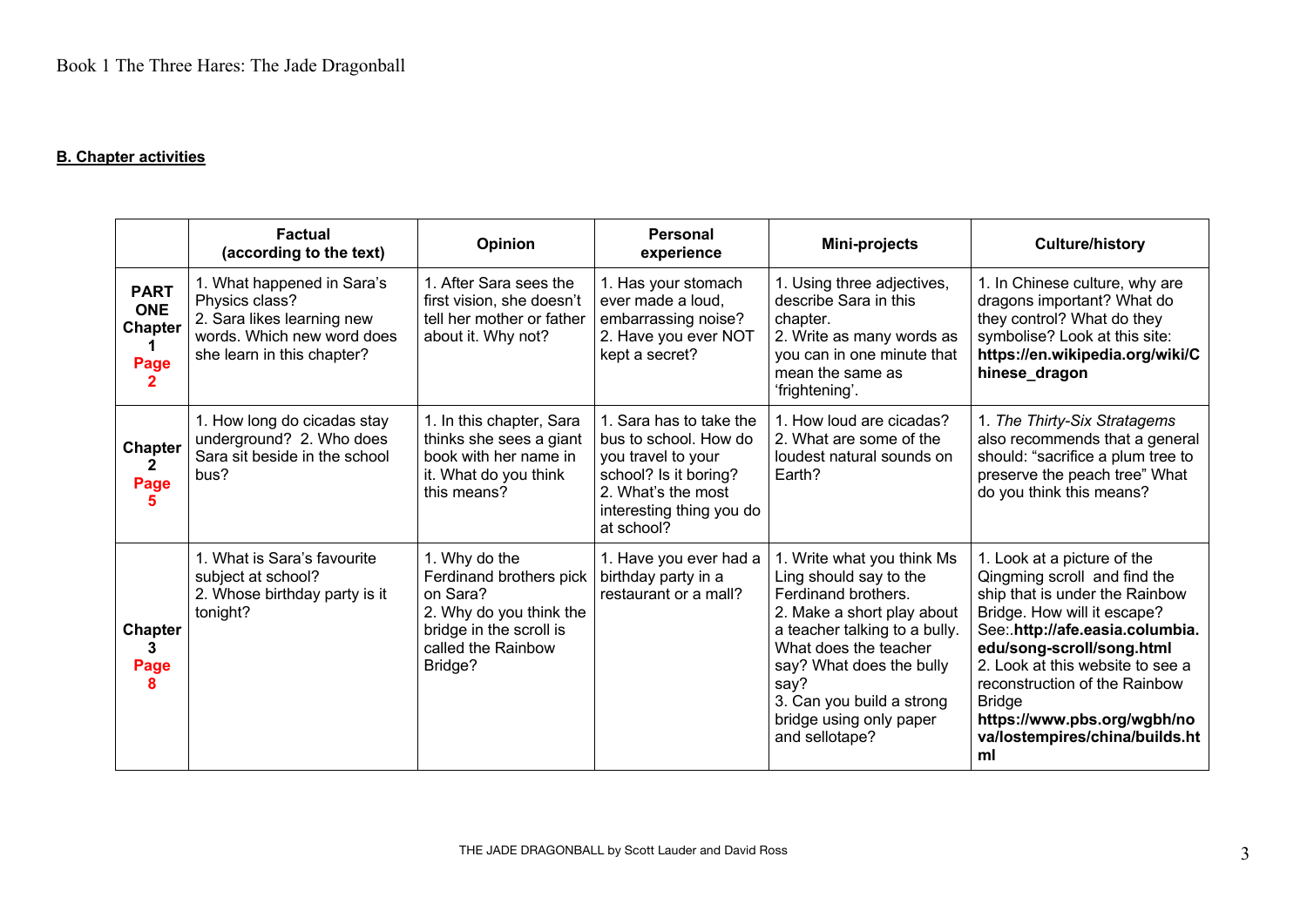**B. Chapter activities**

| | Factual (according to the text) | Opinion | Personal experience | Mini-projects | Culture/history |
|---|---|---|---|---|---|
| **PART ONE Chapter 1 Page 2** | 1. What happened in Sara's Physics class?<br>2. Sara likes learning new words. Which new word does she learn in this chapter? | 1. After Sara sees the first vision, she doesn't tell her mother or father about it. Why not? | 1. Has your stomach ever made a loud, embarrassing noise?<br>2. Have you ever NOT kept a secret? | 1. Using three adjectives, describe Sara in this chapter.<br>2. Write as many words as you can in one minute that mean the same as 'frightening'. | 1. In Chinese culture, why are dragons important? What do they control? What do they symbolise? Look at this site: **https://en.wikipedia.org/wiki/Chinese_dragon** |
| **Chapter 2 Page 5** | 1. How long do cicadas stay underground? 2. Who does Sara sit beside in the school bus? | 1. In this chapter, Sara thinks she sees a giant book with her name in it. What do you think this means? | 1. Sara has to take the bus to school. How do you travel to your school? Is it boring?<br>2. What's the most interesting thing you do at school? | 1. How loud are cicadas?<br>2. What are some of the loudest natural sounds on Earth? | 1. *The Thirty-Six Stratagems* also recommends that a general should: "sacrifice a plum tree to preserve the peach tree" What do you think this means? |
| **Chapter 3 Page 8** | 1. What is Sara's favourite subject at school?<br>2. Whose birthday party is it tonight? | 1. Why do the Ferdinand brothers pick on Sara?<br>2. Why do you think the bridge in the scroll is called the Rainbow Bridge? | 1. Have you ever had a birthday party in a restaurant or a mall? | 1. Write what you think Ms Ling should say to the Ferdinand brothers.<br>2. Make a short play about a teacher talking to a bully. What does the teacher say? What does the bully say?<br>3. Can you build a strong bridge using only paper and sellotape? | 1. Look at a picture of the Qingming scroll and find the ship that is under the Rainbow Bridge. How will it escape? See:.**http://afe.easia.columbia.edu/song-scroll/song.html**<br>2. Look at this website to see a reconstruction of the Rainbow Bridge **https://www.pbs.org/wgbh/nova/lostempires/china/builds.html** |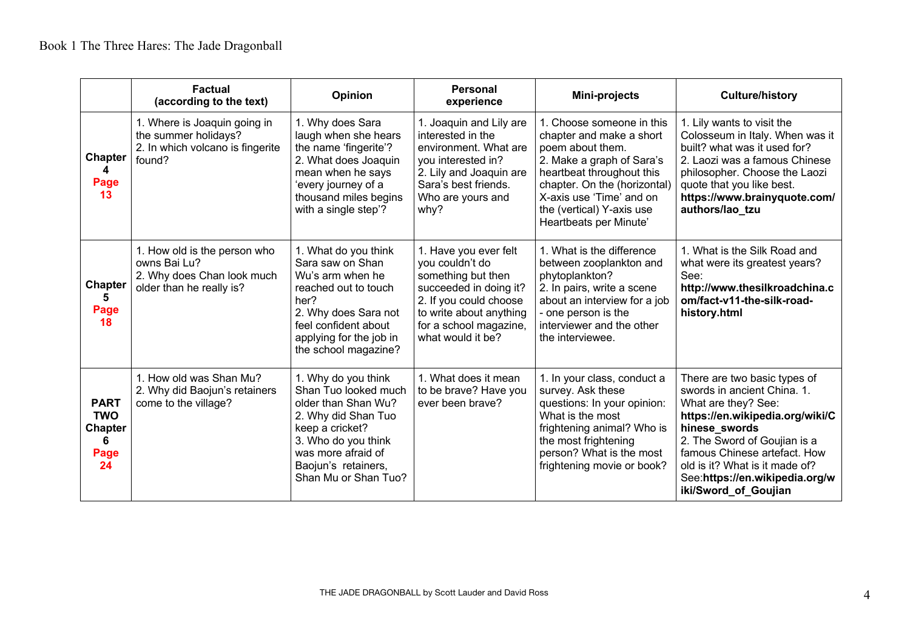Book 1 The Three Hares: The Jade Dragonball

| | Factual (according to the text) | Opinion | Personal experience | Mini-projects | Culture/history |
|---|---|---|---|---|---|
| **Chapter 4 Page 13** | 1. Where is Joaquin going in the summer holidays?<br>2. In which volcano is fingerite found? | 1. Why does Sara laugh when she hears the name 'fingerite'?<br>2. What does Joaquin mean when he says 'every journey of a thousand miles begins with a single step'? | 1. Joaquin and Lily are interested in the environment. What are you interested in?<br>2. Lily and Joaquin are Sara's best friends. Who are yours and why? | 1. Choose someone in this chapter and make a short poem about them.<br>2. Make a graph of Sara's heartbeat throughout this chapter. On the (horizontal) X-axis use 'Time' and on the (vertical) Y-axis use Heartbeats per Minute' | 1. Lily wants to visit the Colosseum in Italy. When was it built? what was it used for?<br>2. Laozi was a famous Chinese philosopher. Choose the Laozi quote that you like best. **https://www.brainyquote.com/authors/lao_tzu** |
| **Chapter 5 Page 18** | 1. How old is the person who owns Bai Lu?<br>2. Why does Chan look much older than he really is? | 1. What do you think Sara saw on Shan Wu's arm when he reached out to touch her?<br>2. Why does Sara not feel confident about applying for the job in the school magazine? | 1. Have you ever felt you couldn't do something but then succeeded in doing it?<br>2. If you could choose to write about anything for a school magazine, what would it be? | 1. What is the difference between zooplankton and phytoplankton?<br>2. In pairs, write a scene about an interview for a job - one person is the interviewer and the other the interviewee. | 1. What is the Silk Road and what were its greatest years? See: **http://www.thesilkroadchina.com/fact-v11-the-silk-road-history.html** |
| **PART TWO Chapter 6 Page 24** | 1. How old was Shan Mu?<br>2. Why did Baojun's retainers come to the village? | 1. Why do you think Shan Tuo looked much older than Shan Wu?<br>2. Why did Shan Tuo keep a cricket?<br>3. Who do you think was more afraid of Baojun's retainers, Shan Mu or Shan Tuo? | 1. What does it mean to be brave? Have you ever been brave? | 1. In your class, conduct a survey. Ask these questions: In your opinion: What is the most frightening animal? Who is the most frightening person? What is the most frightening movie or book? | There are two basic types of swords in ancient China. 1. What are they? See: **https://en.wikipedia.org/wiki/Chinese_swords**<br>2. The Sword of Goujian is a famous Chinese artefact. How old is it? What is it made of? See:**https://en.wikipedia.org/wiki/Sword_of_Goujian** |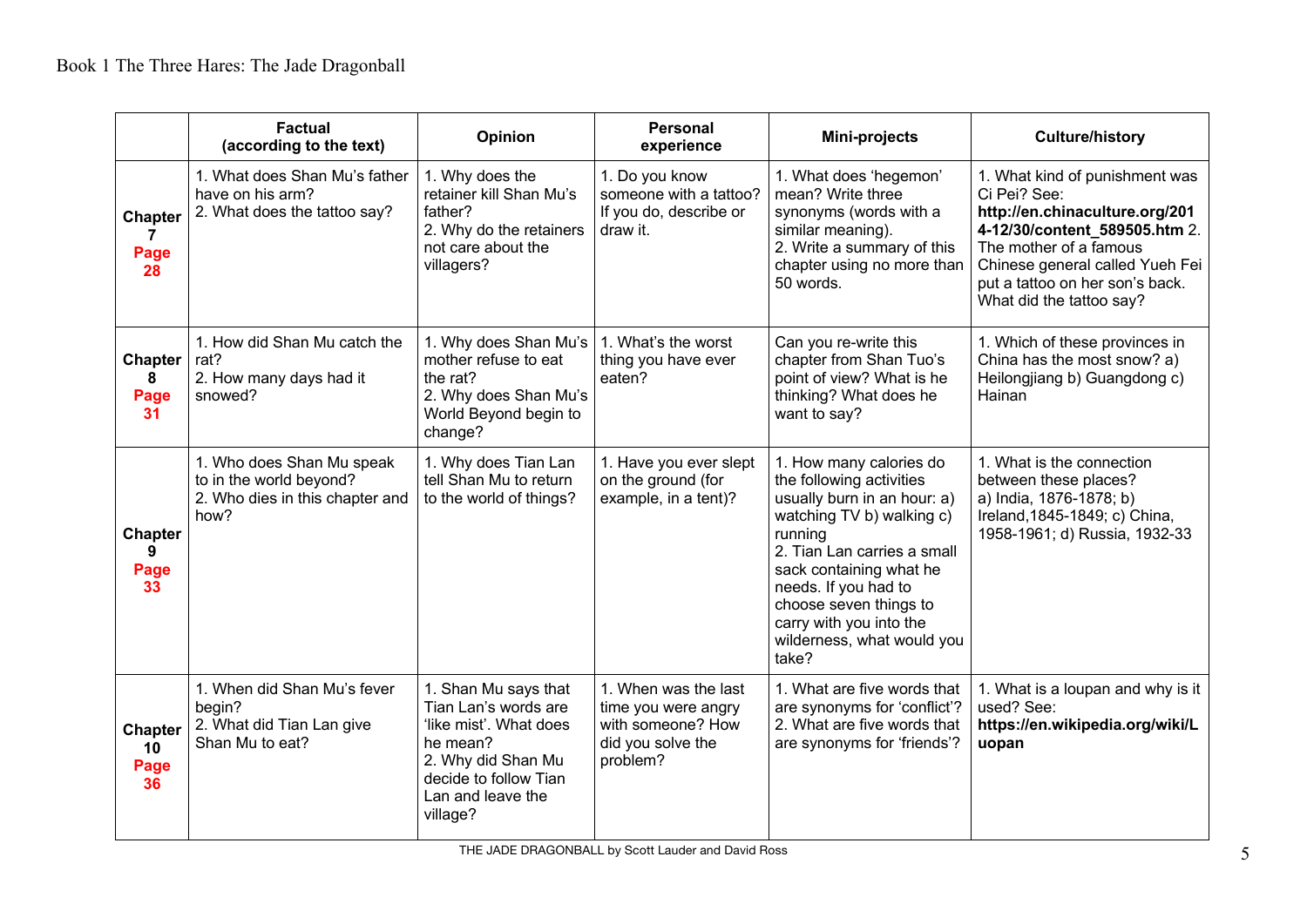Book 1 The Three Hares: The Jade Dragonball

| | Factual (according to the text) | Opinion | Personal experience | Mini-projects | Culture/history |
|---|---|---|---|---|---|
| **Chapter 7** **Page 28** | 1. What does Shan Mu's father have on his arm?<br>2. What does the tattoo say? | 1. Why does the retainer kill Shan Mu's father?<br>2. Why do the retainers not care about the villagers? | 1. Do you know someone with a tattoo? If you do, describe or draw it. | 1. What does 'hegemon' mean? Write three synonyms (words with a similar meaning).<br>2. Write a summary of this chapter using no more than 50 words. | 1. What kind of punishment was Ci Pei? See: **http://en.chinaculture.org/2014-12/30/content_589505.htm** 2. The mother of a famous Chinese general called Yueh Fei put a tattoo on her son's back. What did the tattoo say? |
| **Chapter 8** **Page 31** | 1. How did Shan Mu catch the rat?<br>2. How many days had it snowed? | 1. Why does Shan Mu's mother refuse to eat the rat?<br>2. Why does Shan Mu's World Beyond begin to change? | 1. What's the worst thing you have ever eaten? | Can you re-write this chapter from Shan Tuo's point of view? What is he thinking? What does he want to say? | 1. Which of these provinces in China has the most snow? a) Heilongjiang b) Guangdong c) Hainan |
| **Chapter 9** **Page 33** | 1. Who does Shan Mu speak to in the world beyond?<br>2. Who dies in this chapter and how? | 1. Why does Tian Lan tell Shan Mu to return to the world of things? | 1. Have you ever slept on the ground (for example, in a tent)? | 1. How many calories do the following activities usually burn in an hour: a) watching TV b) walking c) running<br>2. Tian Lan carries a small sack containing what he needs. If you had to choose seven things to carry with you into the wilderness, what would you take? | 1. What is the connection between these places?<br>a) India, 1876-1878; b) Ireland,1845-1849; c) China, 1958-1961; d) Russia, 1932-33 |
| **Chapter 10** **Page 36** | 1. When did Shan Mu's fever begin?<br>2. What did Tian Lan give Shan Mu to eat? | 1. Shan Mu says that Tian Lan's words are 'like mist'. What does he mean?<br>2. Why did Shan Mu decide to follow Tian Lan and leave the village? | 1. When was the last time you were angry with someone? How did you solve the problem? | 1. What are five words that are synonyms for 'conflict'?<br>2. What are five words that are synonyms for 'friends'? | 1. What is a loupan and why is it used? See: **https://en.wikipedia.org/wiki/Luopan** |

THE JADE DRAGONBALL by Scott Lauder and David Ross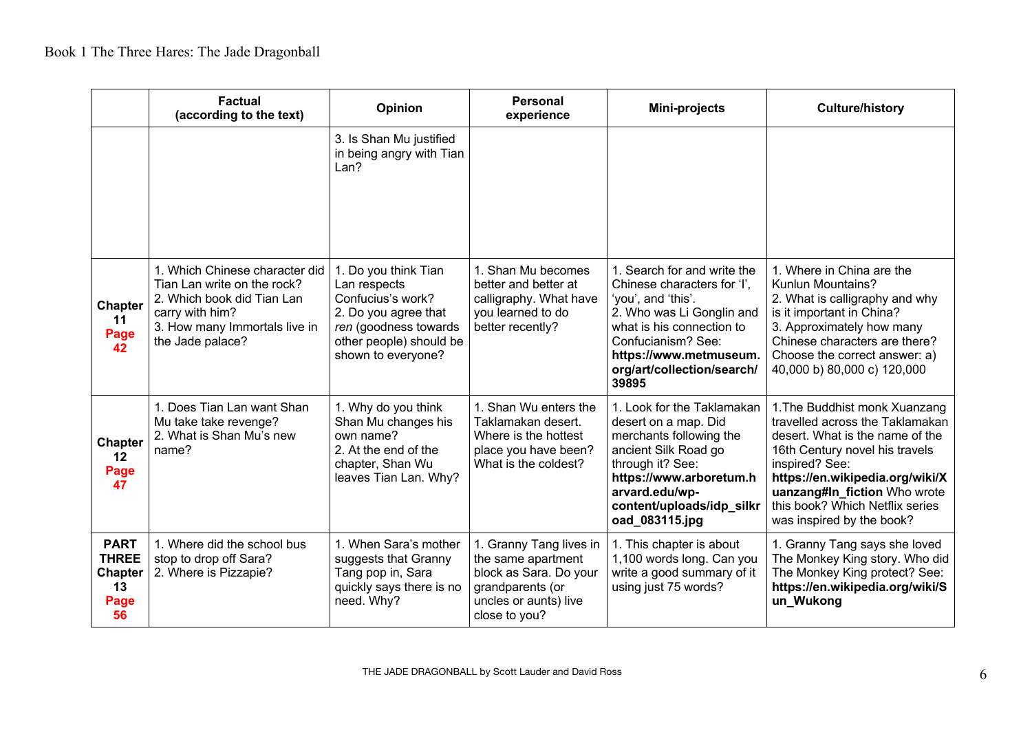| | Factual (according to the text) | Opinion | Personal experience | Mini-projects | Culture/history |
|---|---|---|---|---|---|
| | | 3. Is Shan Mu justified in being angry with Tian Lan? | | | |
| **Chapter 11 Page 42** | 1. Which Chinese character did Tian Lan write on the rock?<br>2. Which book did Tian Lan carry with him?<br>3. How many Immortals live in the Jade palace? | 1. Do you think Tian Lan respects Confucius's work?<br>2. Do you agree that *ren* (goodness towards other people) should be shown to everyone? | 1. Shan Mu becomes better and better at calligraphy. What have you learned to do better recently? | 1. Search for and write the Chinese characters for 'I', 'you', and 'this'.<br>2. Who was Li Gonglin and what is his connection to Confucianism? See: **https://www.metmuseum.org/art/collection/search/39895** | 1. Where in China are the Kunlun Mountains?<br>2. What is calligraphy and why is it important in China?<br>3. Approximately how many Chinese characters are there? Choose the correct answer: a) 40,000 b) 80,000 c) 120,000 |
| **Chapter 12 Page 47** | 1. Does Tian Lan want Shan Mu take take revenge?<br>2. What is Shan Mu's new name? | 1. Why do you think Shan Mu changes his own name?<br>2. At the end of the chapter, Shan Wu leaves Tian Lan. Why? | 1. Shan Wu enters the Taklamakan desert. Where is the hottest place you have been? What is the coldest? | 1. Look for the Taklamakan desert on a map. Did merchants following the ancient Silk Road go through it? See: **https://www.arboretum.harvard.edu/wp-content/uploads/idp_silkroad_083115.jpg** | 1.The Buddhist monk Xuanzang travelled across the Taklamakan desert. What is the name of the 16th Century novel his travels inspired? See: **https://en.wikipedia.org/wiki/Xuanzang#In_fiction** Who wrote this book? Which Netflix series was inspired by the book? |
| **PART THREE Chapter 13 Page 56** | 1. Where did the school bus stop to drop off Sara?<br>2. Where is Pizzapie? | 1. When Sara's mother suggests that Granny Tang pop in, Sara quickly says there is no need. Why? | 1. Granny Tang lives in the same apartment block as Sara. Do your grandparents (or uncles or aunts) live close to you? | 1. This chapter is about 1,100 words long. Can you write a good summary of it using just 75 words? | 1. Granny Tang says she loved The Monkey King story. Who did The Monkey King protect? See: **https://en.wikipedia.org/wiki/Sun_Wukong** |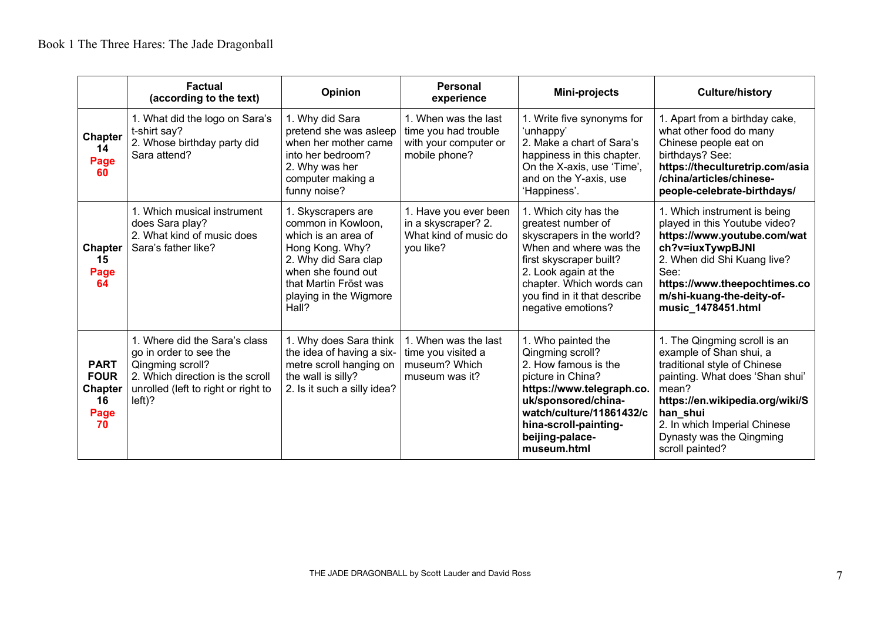Book 1 The Three Hares: The Jade Dragonball

| | Factual (according to the text) | Opinion | Personal experience | Mini-projects | Culture/history |
|---|---|---|---|---|---|
| **Chapter 14 Page 60** | 1. What did the logo on Sara's t-shirt say?<br>2. Whose birthday party did Sara attend? | 1. Why did Sara pretend she was asleep when her mother came into her bedroom?<br>2. Why was her computer making a funny noise? | 1. When was the last time you had trouble with your computer or mobile phone? | 1. Write five synonyms for 'unhappy'<br>2. Make a chart of Sara's happiness in this chapter. On the X-axis, use 'Time', and on the Y-axis, use 'Happiness'. | 1. Apart from a birthday cake, what other food do many Chinese people eat on birthdays? See: **https://theculturetrip.com/asia/china/articles/chinese-people-celebrate-birthdays/** |
| **Chapter 15 Page 64** | 1. Which musical instrument does Sara play?<br>2. What kind of music does Sara's father like? | 1. Skyscrapers are common in Kowloon, which is an area of Hong Kong. Why?<br>2. Why did Sara clap when she found out that Martin Fröst was playing in the Wigmore Hall? | 1. Have you ever been in a skyscraper? 2. What kind of music do you like? | 1. Which city has the greatest number of skyscrapers in the world? When and where was the first skyscraper built?<br>2. Look again at the chapter. Which words can you find in it that describe negative emotions? | 1. Which instrument is being played in this Youtube video? **https://www.youtube.com/watch?v=iuxTywpBJNI**<br>2. When did Shi Kuang live? See: **https://www.theepochtimes.com/shi-kuang-the-deity-of-music_1478451.html** |
| **PART FOUR Chapter 16 Page 70** | 1. Where did the Sara's class go in order to see the Qingming scroll?<br>2. Which direction is the scroll unrolled (left to right or right to left)? | 1. Why does Sara think the idea of having a six-metre scroll hanging on the wall is silly?<br>2. Is it such a silly idea? | 1. When was the last time you visited a museum? Which museum was it? | 1. Who painted the Qingming scroll?<br>2. How famous is the picture in China? **https://www.telegraph.co.uk/sponsored/china-watch/culture/11861432/china-scroll-painting-beijing-palace-museum.html** | 1. The Qingming scroll is an example of Shan shui, a traditional style of Chinese painting. What does 'Shan shui' mean? **https://en.wikipedia.org/wiki/Shan_shui**<br>2. In which Imperial Chinese Dynasty was the Qingming scroll painted? |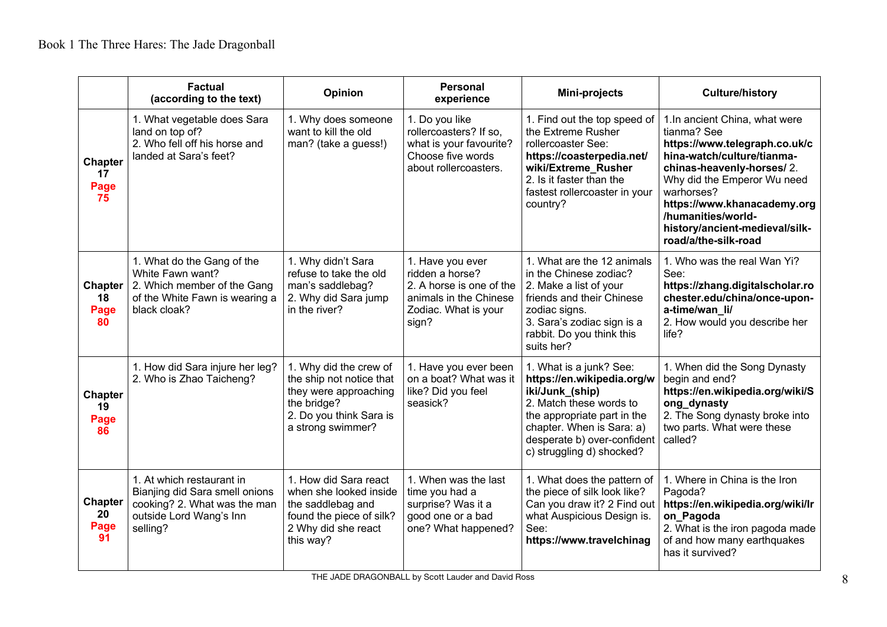Book 1 The Three Hares: The Jade Dragonball

| | Factual (according to the text) | Opinion | Personal experience | Mini-projects | Culture/history |
|---|---|---|---|---|---|
| **Chapter 17 Page 75** | 1. What vegetable does Sara land on top of? 2. Who fell off his horse and landed at Sara's feet? | 1. Why does someone want to kill the old man? (take a guess!) | 1. Do you like rollercoasters? If so, what is your favourite? Choose five words about rollercoasters. | 1. Find out the top speed of the Extreme Rusher rollercoaster See: **https://coasterpedia.net/wiki/Extreme_Rusher** 2. Is it faster than the fastest rollercoaster in your country? | 1.In ancient China, what were tianma? See **https://www.telegraph.co.uk/china-watch/culture/tianma-chinas-heavenly-horses/** 2. Why did the Emperor Wu need warhorses? **https://www.khanacademy.org/humanities/world-history/ancient-medieval/silk-road/a/the-silk-road** |
| **Chapter 18 Page 80** | 1. What do the Gang of the White Fawn want? 2. Which member of the Gang of the White Fawn is wearing a black cloak? | 1. Why didn't Sara refuse to take the old man's saddlebag? 2. Why did Sara jump in the river? | 1. Have you ever ridden a horse? 2. A horse is one of the animals in the Chinese Zodiac. What is your sign? | 1. What are the 12 animals in the Chinese zodiac? 2. Make a list of your friends and their Chinese zodiac signs. 3. Sara's zodiac sign is a rabbit. Do you think this suits her? | 1. Who was the real Wan Yi? See: **https://zhang.digitalscholar.rochester.edu/china/once-upon-a-time/wan_li/** 2. How would you describe her life? |
| **Chapter 19 Page 86** | 1. How did Sara injure her leg? 2. Who is Zhao Taicheng? | 1. Why did the crew of the ship not notice that they were approaching the bridge? 2. Do you think Sara is a strong swimmer? | 1. Have you ever been on a boat? What was it like? Did you feel seasick? | 1. What is a junk? See: **https://en.wikipedia.org/wiki/Junk_(ship)** 2. Match these words to the appropriate part in the chapter. When is Sara: a) desperate b) over-confident c) struggling d) shocked? | 1. When did the Song Dynasty begin and end? **https://en.wikipedia.org/wiki/Song_dynasty** 2. The Song dynasty broke into two parts. What were these called? |
| **Chapter 20 Page 91** | 1. At which restaurant in Bianjing did Sara smell onions cooking? 2. What was the man outside Lord Wang's Inn selling? | 1. How did Sara react when she looked inside the saddlebag and found the piece of silk? 2 Why did she react this way? | 1. When was the last time you had a surprise? Was it a good one or a bad one? What happened? | 1. What does the pattern of the piece of silk look like? Can you draw it? 2 Find out what Auspicious Design is. See: **https://www.travelchinag** | 1. Where in China is the Iron Pagoda? **https://en.wikipedia.org/wiki/Iron_Pagoda** 2. What is the iron pagoda made of and how many earthquakes has it survived? |

THE JADE DRAGONBALL by Scott Lauder and David Ross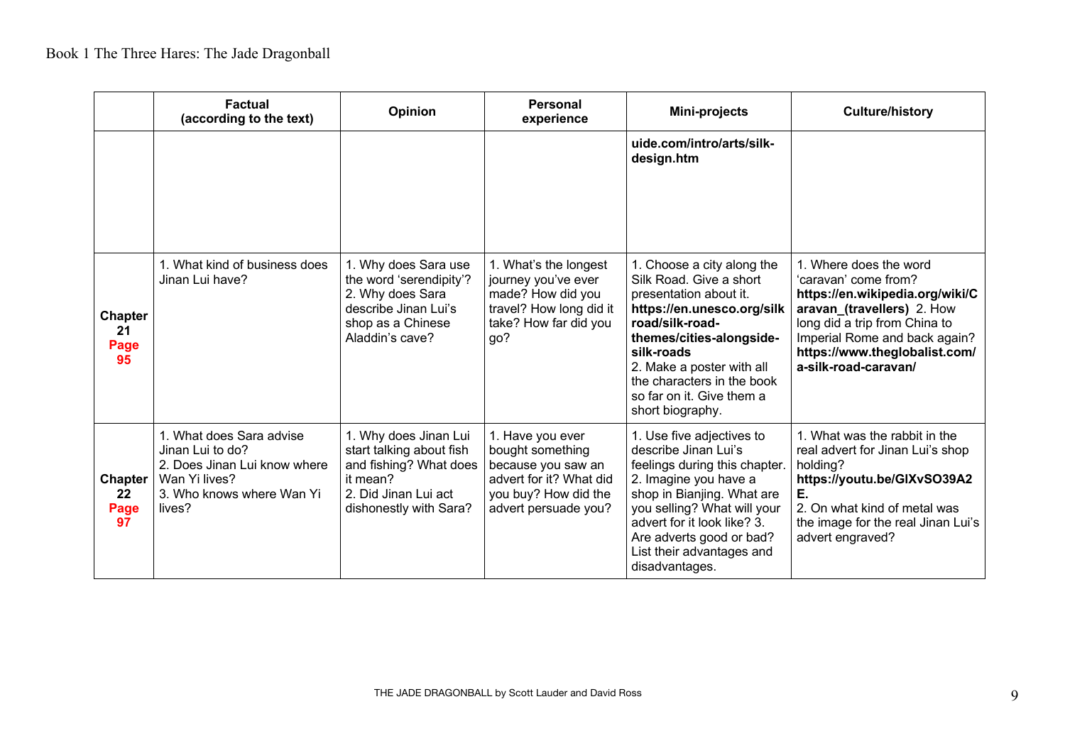Book 1 The Three Hares: The Jade Dragonball

| | Factual (according to the text) | Opinion | Personal experience | Mini-projects | Culture/history |
|---|---|---|---|---|---|
| | | | | **uide.com/intro/arts/silk-design.htm** | |
| **Chapter 21 Page 95** | 1. What kind of business does Jinan Lui have? | 1. Why does Sara use the word 'serendipity'? 2. Why does Sara describe Jinan Lui's shop as a Chinese Aladdin's cave? | 1. What's the longest journey you've ever made? How did you travel? How long did it take? How far did you go? | 1. Choose a city along the Silk Road. Give a short presentation about it. **https://en.unesco.org/silkroad/silk-road-themes/cities-alongside-silk-roads** 2. Make a poster with all the characters in the book so far on it. Give them a short biography. | 1. Where does the word 'caravan' come from? **https://en.wikipedia.org/wiki/Caravan_(travellers)** 2. How long did a trip from China to Imperial Rome and back again? **https://www.theglobalist.com/a-silk-road-caravan/** |
| **Chapter 22 Page 97** | 1. What does Sara advise Jinan Lui to do? 2. Does Jinan Lui know where Wan Yi lives? 3. Who knows where Wan Yi lives? | 1. Why does Jinan Lui start talking about fish and fishing? What does it mean? 2. Did Jinan Lui act dishonestly with Sara? | 1. Have you ever bought something because you saw an advert for it? What did you buy? How did the advert persuade you? | 1. Use five adjectives to describe Jinan Lui's feelings during this chapter. 2. Imagine you have a shop in Bianjing. What are you selling? What will your advert for it look like? 3. Are adverts good or bad? List their advantages and disadvantages. | 1. What was the rabbit in the real advert for Jinan Lui's shop holding? **https://youtu.be/GlXvSO39A2E.** 2. On what kind of metal was the image for the real Jinan Lui's advert engraved? |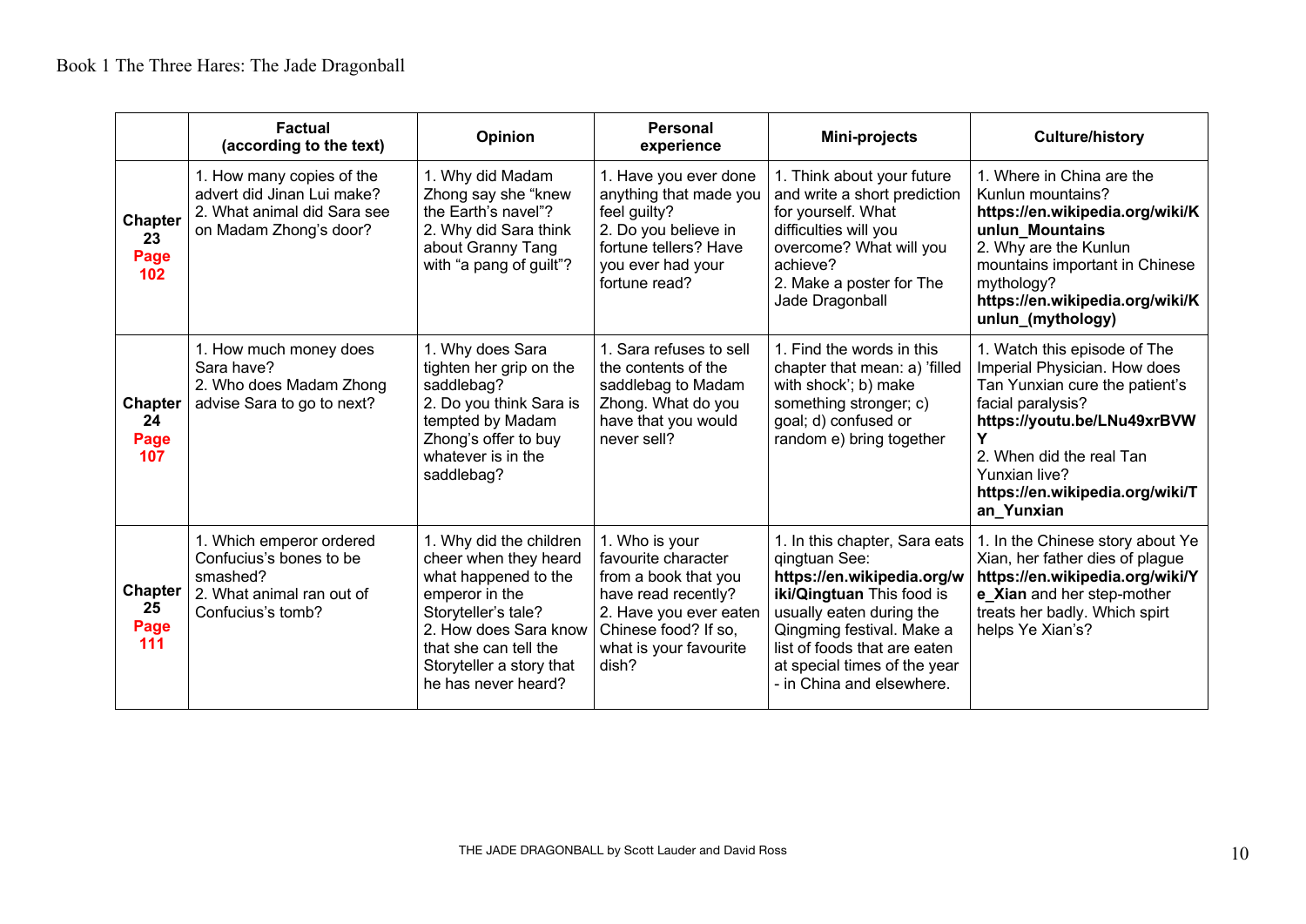Book 1 The Three Hares: The Jade Dragonball

| | Factual (according to the text) | Opinion | Personal experience | Mini-projects | Culture/history |
|---|---|---|---|---|---|
| **Chapter 23 Page 102** | 1. How many copies of the advert did Jinan Lui make?<br>2. What animal did Sara see on Madam Zhong's door? | 1. Why did Madam Zhong say she "knew the Earth's navel"?<br>2. Why did Sara think about Granny Tang with "a pang of guilt"? | 1. Have you ever done anything that made you feel guilty?<br>2. Do you believe in fortune tellers? Have you ever had your fortune read? | 1. Think about your future and write a short prediction for yourself. What difficulties will you overcome? What will you achieve?<br>2. Make a poster for The Jade Dragonball | 1. Where in China are the Kunlun mountains? **https://en.wikipedia.org/wiki/Kunlun_Mountains**<br>2. Why are the Kunlun mountains important in Chinese mythology? **https://en.wikipedia.org/wiki/Kunlun_(mythology)** |
| **Chapter 24 Page 107** | 1. How much money does Sara have?<br>2. Who does Madam Zhong advise Sara to go to next? | 1. Why does Sara tighten her grip on the saddlebag?<br>2. Do you think Sara is tempted by Madam Zhong's offer to buy whatever is in the saddlebag? | 1. Sara refuses to sell the contents of the saddlebag to Madam Zhong. What do you have that you would never sell? | 1. Find the words in this chapter that mean: a) 'filled with shock'; b) make something stronger; c) goal; d) confused or random e) bring together | 1. Watch this episode of The Imperial Physician. How does Tan Yunxian cure the patient's facial paralysis? **https://youtu.be/LNu49xrBVWY**<br>2. When did the real Tan Yunxian live? **https://en.wikipedia.org/wiki/Tan_Yunxian** |
| **Chapter 25 Page 111** | 1. Which emperor ordered Confucius's bones to be smashed?<br>2. What animal ran out of Confucius's tomb? | 1. Why did the children cheer when they heard what happened to the emperor in the Storyteller's tale?<br>2. How does Sara know that she can tell the Storyteller a story that he has never heard? | 1. Who is your favourite character from a book that you have read recently?<br>2. Have you ever eaten Chinese food? If so, what is your favourite dish? | 1. In this chapter, Sara eats qingtuan See: **https://en.wikipedia.org/wiki/Qingtuan** This food is usually eaten during the Qingming festival. Make a list of foods that are eaten at special times of the year - in China and elsewhere. | 1. In the Chinese story about Ye Xian, her father dies of plague **https://en.wikipedia.org/wiki/Ye_Xian** and her step-mother treats her badly. Which spirt helps Ye Xian's? |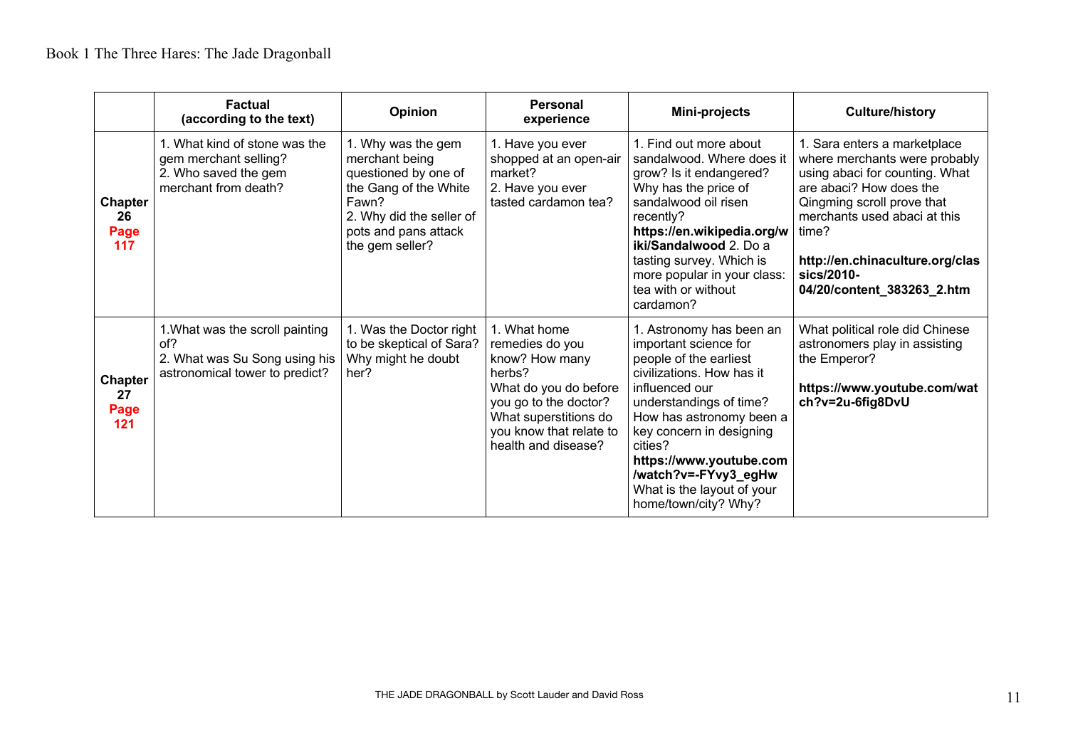Book 1 The Three Hares: The Jade Dragonball

| | Factual (according to the text) | Opinion | Personal experience | Mini-projects | Culture/history |
|---|---|---|---|---|---|
| **Chapter 26 Page 117** | 1. What kind of stone was the gem merchant selling?<br>2. Who saved the gem merchant from death? | 1. Why was the gem merchant being questioned by one of the Gang of the White Fawn?<br>2. Why did the seller of pots and pans attack the gem seller? | 1. Have you ever shopped at an open-air market?<br>2. Have you ever tasted cardamon tea? | 1. Find out more about sandalwood. Where does it grow? Is it endangered? Why has the price of sandalwood oil risen recently? **https://en.wikipedia.org/wiki/Sandalwood** 2. Do a tasting survey. Which is more popular in your class: tea with or without cardamon? | 1. Sara enters a marketplace where merchants were probably using abaci for counting. What are abaci? How does the Qingming scroll prove that merchants used abaci at this time?<br><br>**http://en.chinaculture.org/classics/2010-04/20/content_383263_2.htm** |
| **Chapter 27 Page 121** | 1.What was the scroll painting of?<br>2. What was Su Song using his astronomical tower to predict? | 1. Was the Doctor right to be skeptical of Sara? Why might he doubt her? | 1. What home remedies do you know? How many herbs?<br>What do you do before you go to the doctor?<br>What superstitions do you know that relate to health and disease? | 1. Astronomy has been an important science for people of the earliest civilizations. How has it influenced our understandings of time? How has astronomy been a key concern in designing cities? **https://www.youtube.com/watch?v=-FYvy3_egHw** What is the layout of your home/town/city? Why? | What political role did Chinese astronomers play in assisting the Emperor?<br><br>**https://www.youtube.com/watch?v=2u-6fig8DvU** |

THE JADE DRAGONBALL by Scott Lauder and David Ross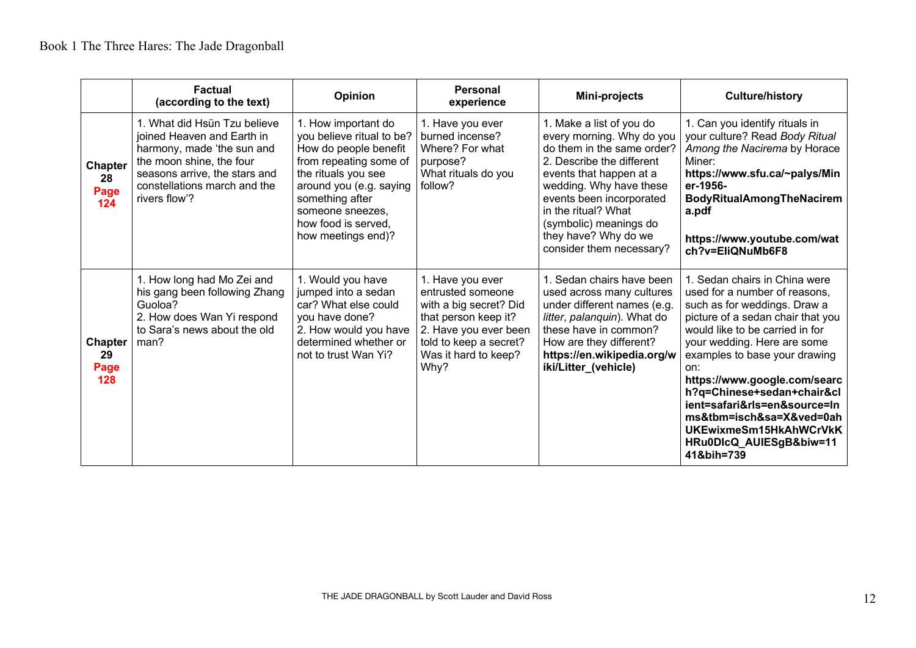Book 1 The Three Hares: The Jade Dragonball

| | Factual (according to the text) | Opinion | Personal experience | Mini-projects | Culture/history |
|---|---|---|---|---|---|
| **Chapter 28 Page 124** | 1. What did Hsün Tzu believe joined Heaven and Earth in harmony, made 'the sun and the moon shine, the four seasons arrive, the stars and constellations march and the rivers flow'? | 1. How important do you believe ritual to be? How do people benefit from repeating some of the rituals you see around you (e.g. saying something after someone sneezes, how food is served, how meetings end)? | 1. Have you ever burned incense? Where? For what purpose? What rituals do you follow? | 1. Make a list of you do every morning. Why do you do them in the same order? 2. Describe the different events that happen at a wedding. Why have these events been incorporated in the ritual? What (symbolic) meanings do they have? Why do we consider them necessary? | 1. Can you identify rituals in your culture? Read *Body Ritual Among the Nacirema* by Horace Miner: **https://www.sfu.ca/~palys/Miner-1956-BodyRitualAmongTheNacirema.pdf** **https://www.youtube.com/watch?v=EliQNuMb6F8** |
| **Chapter 29 Page 128** | 1. How long had Mo Zei and his gang been following Zhang Guoloa? 2. How does Wan Yi respond to Sara's news about the old man? | 1. Would you have jumped into a sedan car? What else could you have done? 2. How would you have determined whether or not to trust Wan Yi? | 1. Have you ever entrusted someone with a big secret? Did that person keep it? 2. Have you ever been told to keep a secret? Was it hard to keep? Why? | 1. Sedan chairs have been used across many cultures under different names (e.g. *litter*, *palanquin*). What do these have in common? How are they different? **https://en.wikipedia.org/wiki/Litter_(vehicle)** | 1. Sedan chairs in China were used for a number of reasons, such as for weddings. Draw a picture of a sedan chair that you would like to be carried in for your wedding. Here are some examples to base your drawing on: **https://www.google.com/search?q=Chinese+sedan+chair&client=safari&rls=en&source=lnms&tbm=isch&sa=X&ved=0ahUKEwixmeSm15HkAhWCrVkKHRu0DlcQ_AUIESgB&biw=1141&bih=739** |

THE JADE DRAGONBALL by Scott Lauder and David Ross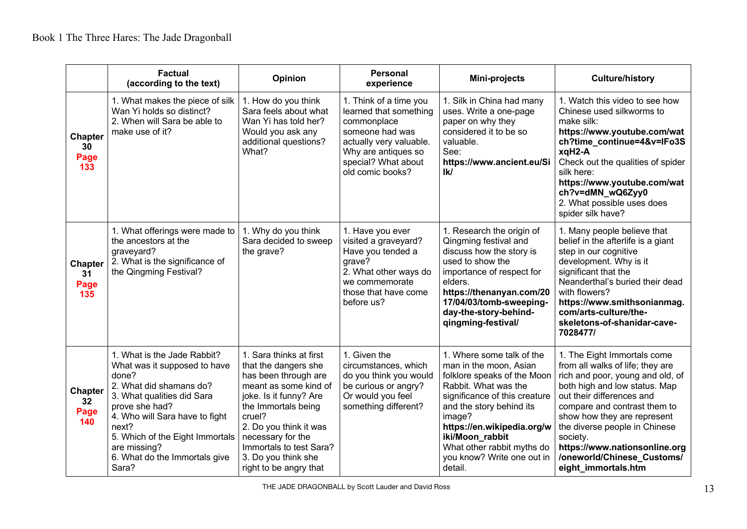Book 1 The Three Hares: The Jade Dragonball

| | Factual (according to the text) | Opinion | Personal experience | Mini-projects | Culture/history |
|---|---|---|---|---|---|
| **Chapter 30 Page 133** | 1. What makes the piece of silk Wan Yi holds so distinct?<br>2. When will Sara be able to make use of it? | 1. How do you think Sara feels about what Wan Yi has told her? Would you ask any additional questions? What? | 1. Think of a time you learned that something commonplace someone had was actually very valuable. Why are antiques so special? What about old comic books? | 1. Silk in China had many uses. Write a one-page paper on why they considered it to be so valuable. See: **https://www.ancient.eu/Silk/** | 1. Watch this video to see how Chinese used silkworms to make silk: **https://www.youtube.com/watch?time_continue=4&v=lFo3SxqH2-A**<br>Check out the qualities of spider silk here: **https://www.youtube.com/watch?v=dMN_wQ6Zyy0**<br>2. What possible uses does spider silk have? |
| **Chapter 31 Page 135** | 1. What offerings were made to the ancestors at the graveyard?<br>2. What is the significance of the Qingming Festival? | 1. Why do you think Sara decided to sweep the grave? | 1. Have you ever visited a graveyard? Have you tended a grave?<br>2. What other ways do we commemorate those that have come before us? | 1. Research the origin of Qingming festival and discuss how the story is used to show the importance of respect for elders. **https://thenanyan.com/2017/04/03/tomb-sweeping-day-the-story-behind-qingming-festival/** | 1. Many people believe that belief in the afterlife is a giant step in our cognitive development. Why is it significant that the Neanderthal's buried their dead with flowers? **https://www.smithsonianmag.com/arts-culture/the-skeletons-of-shanidar-cave-7028477/** |
| **Chapter 32 Page 140** | 1. What is the Jade Rabbit? What was it supposed to have done?<br>2. What did shamans do?<br>3. What qualities did Sara prove she had?<br>4. Who will Sara have to fight next?<br>5. Which of the Eight Immortals are missing?<br>6. What do the Immortals give Sara? | 1. Sara thinks at first that the dangers she has been through are meant as some kind of joke. Is it funny? Are the Immortals being cruel?<br>2. Do you think it was necessary for the Immortals to test Sara?<br>3. Do you think she right to be angry that | 1. Given the circumstances, which do you think you would be curious or angry? Or would you feel something different? | 1. Where some talk of the man in the moon, Asian folklore speaks of the Moon Rabbit. What was the significance of this creature and the story behind its image? **https://en.wikipedia.org/wiki/Moon_rabbit**<br>What other rabbit myths do you know? Write one out in detail. | 1. The Eight Immortals come from all walks of life; they are rich and poor, young and old, of both high and low status. Map out their differences and compare and contrast them to show how they are represent the diverse people in Chinese society. **https://www.nationsonline.org/oneworld/Chinese_Customs/eight_immortals.htm** |

THE JADE DRAGONBALL by Scott Lauder and David Ross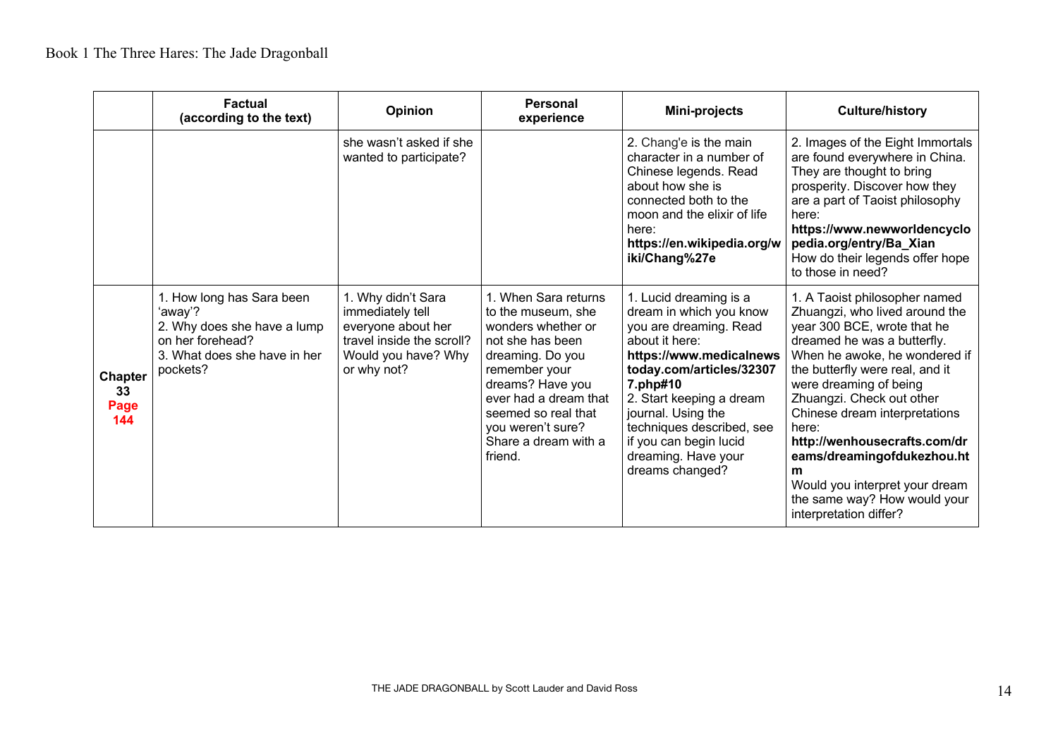| | Factual (according to the text) | Opinion | Personal experience | Mini-projects | Culture/history |
|---|---|---|---|---|---|
| | | she wasn't asked if she wanted to participate? | | 2. Chang'e is the main character in a number of Chinese legends. Read about how she is connected both to the moon and the elixir of life here: **https://en.wikipedia.org/wiki/Chang%27e** | 2. Images of the Eight Immortals are found everywhere in China. They are thought to bring prosperity. Discover how they are a part of Taoist philosophy here: **https://www.newworldencyclopedia.org/entry/Ba_Xian** How do their legends offer hope to those in need? |
| **Chapter 33 Page 144** | 1. How long has Sara been 'away'?<br>2. Why does she have a lump on her forehead?<br>3. What does she have in her pockets? | 1. Why didn't Sara immediately tell everyone about her travel inside the scroll? Would you have? Why or why not? | 1. When Sara returns to the museum, she wonders whether or not she has been dreaming. Do you remember your dreams? Have you ever had a dream that seemed so real that you weren't sure? Share a dream with a friend. | 1. Lucid dreaming is a dream in which you know you are dreaming. Read about it here: **https://www.medicalnewstoday.com/articles/323077.php#10**<br>2. Start keeping a dream journal. Using the techniques described, see if you can begin lucid dreaming. Have your dreams changed? | 1. A Taoist philosopher named Zhuangzi, who lived around the year 300 BCE, wrote that he dreamed he was a butterfly. When he awoke, he wondered if the butterfly were real, and it were dreaming of being Zhuangzi. Check out other Chinese dream interpretations here: **http://wenhousecrafts.com/dreams/dreamingofdukezhou.htm** Would you interpret your dream the same way? How would your interpretation differ? |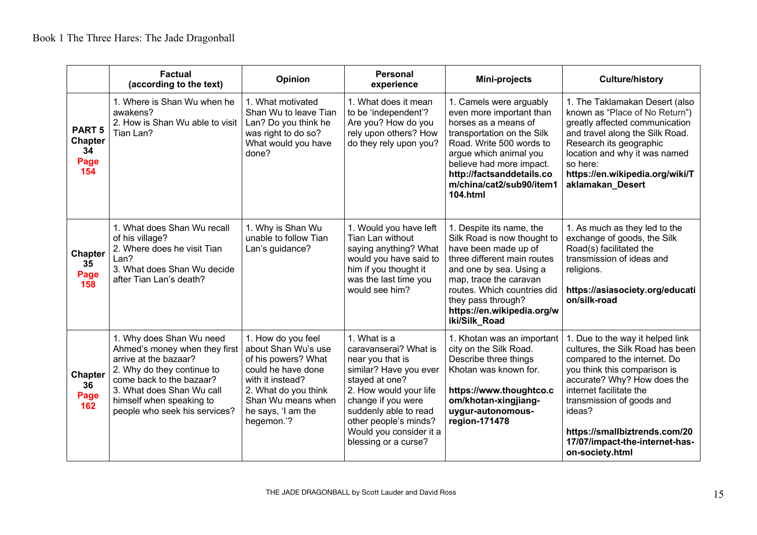| | Factual (according to the text) | Opinion | Personal experience | Mini-projects | Culture/history |
|---|---|---|---|---|---|
| **PART 5 Chapter 34 Page 154** | 1. Where is Shan Wu when he awakens?<br>2. How is Shan Wu able to visit Tian Lan? | 1. What motivated Shan Wu to leave Tian Lan? Do you think he was right to do so? What would you have done? | 1. What does it mean to be 'independent'? Are you? How do you rely upon others? How do they rely upon you? | 1. Camels were arguably even more important than horses as a means of transportation on the Silk Road. Write 500 words to argue which animal you believe had more impact. **http://factsanddetails.com/china/cat2/sub90/item1104.html** | 1. The Taklamakan Desert (also known as "Place of No Return") greatly affected communication and travel along the Silk Road. Research its geographic location and why it was named so here: **https://en.wikipedia.org/wiki/Taklamakan_Desert** |
| **Chapter 35 Page 158** | 1. What does Shan Wu recall of his village?<br>2. Where does he visit Tian Lan?<br>3. What does Shan Wu decide after Tian Lan's death? | 1. Why is Shan Wu unable to follow Tian Lan's guidance? | 1. Would you have left Tian Lan without saying anything? What would you have said to him if you thought it was the last time you would see him? | 1. Despite its name, the Silk Road is now thought to have been made up of three different main routes and one by sea. Using a map, trace the caravan routes. Which countries did they pass through? **https://en.wikipedia.org/wiki/Silk_Road** | 1. As much as they led to the exchange of goods, the Silk Road(s) facilitated the transmission of ideas and religions.<br><br>**https://asiasociety.org/education/silk-road** |
| **Chapter 36 Page 162** | 1. Why does Shan Wu need Ahmed's money when they first arrive at the bazaar?<br>2. Why do they continue to come back to the bazaar?<br>3. What does Shan Wu call himself when speaking to people who seek his services? | 1. How do you feel about Shan Wu's use of his powers? What could he have done with it instead?<br>2. What do you think Shan Wu means when he says, 'I am the hegemon.'? | 1. What is a caravanserai? What is near you that is similar? Have you ever stayed at one?<br>2. How would your life change if you were suddenly able to read other people's minds? Would you consider it a blessing or a curse? | 1. Khotan was an important city on the Silk Road. Describe three things Khotan was known for.<br><br>**https://www.thoughtco.com/khotan-xingjiang-uygur-autonomous-region-171478** | 1. Due to the way it helped link cultures, the Silk Road has been compared to the internet. Do you think this comparison is accurate? Why? How does the internet facilitate the transmission of goods and ideas?<br><br>**https://smallbiztrends.com/2017/07/impact-the-internet-has-on-society.html** |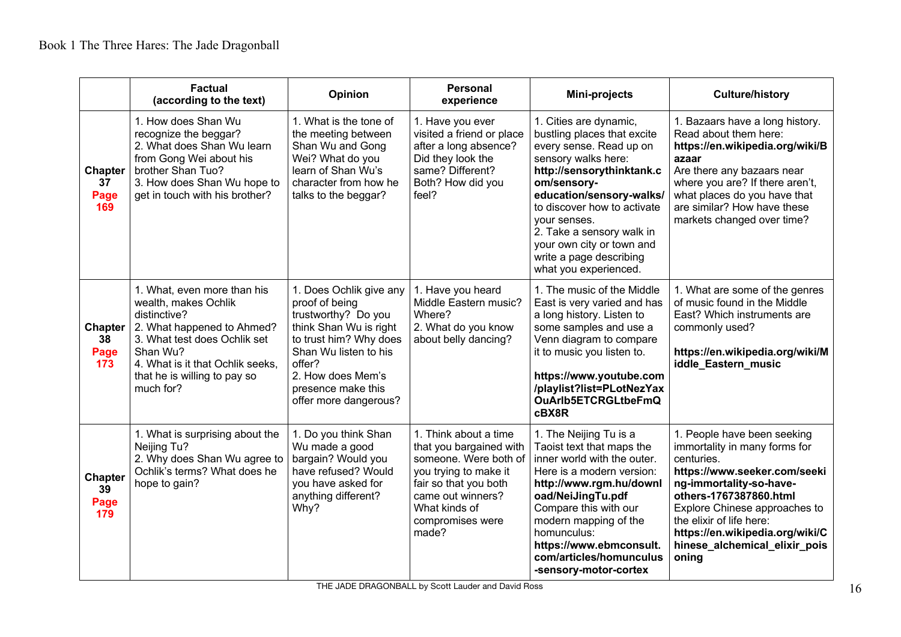| | Factual (according to the text) | Opinion | Personal experience | Mini-projects | Culture/history |
|---|---|---|---|---|---|
| **Chapter 37 Page 169** | 1. How does Shan Wu recognize the beggar? 2. What does Shan Wu learn from Gong Wei about his brother Shan Tuo? 3. How does Shan Wu hope to get in touch with his brother? | 1. What is the tone of the meeting between Shan Wu and Gong Wei? What do you learn of Shan Wu's character from how he talks to the beggar? | 1. Have you ever visited a friend or place after a long absence? Did they look the same? Different? Both? How did you feel? | 1. Cities are dynamic, bustling places that excite every sense. Read up on sensory walks here: **http://sensorythinktank.com/sensory-education/sensory-walks/** to discover how to activate your senses. 2. Take a sensory walk in your own city or town and write a page describing what you experienced. | 1. Bazaars have a long history. Read about them here: **https://en.wikipedia.org/wiki/Bazaar** Are there any bazaars near where you are? If there aren't, what places do you have that are similar? How have these markets changed over time? |
| **Chapter 38 Page 173** | 1. What, even more than his wealth, makes Ochlik distinctive? 2. What happened to Ahmed? 3. What test does Ochlik set Shan Wu? 4. What is it that Ochlik seeks, that he is willing to pay so much for? | 1. Does Ochlik give any proof of being trustworthy? Do you think Shan Wu is right to trust him? Why does Shan Wu listen to his offer? 2. How does Mem's presence make this offer more dangerous? | 1. Have you heard Middle Eastern music? Where? 2. What do you know about belly dancing? | 1. The music of the Middle East is very varied and has a long history. Listen to some samples and use a Venn diagram to compare it to music you listen to. **https://www.youtube.com/playlist?list=PLotNezYaxOuArlb5ETCRGLtbeFmQcBX8R** | 1. What are some of the genres of music found in the Middle East? Which instruments are commonly used? **https://en.wikipedia.org/wiki/Middle_Eastern_music** |
| **Chapter 39 Page 179** | 1. What is surprising about the Neijing Tu? 2. Why does Shan Wu agree to Ochlik's terms? What does he hope to gain? | 1. Do you think Shan Wu made a good bargain? Would you have refused? Would you have asked for anything different? Why? | 1. Think about a time that you bargained with someone. Were both of you trying to make it fair so that you both came out winners? What kinds of compromises were made? | 1. The Neijing Tu is a Taoist text that maps the inner world with the outer. Here is a modern version: **http://www.rgm.hu/download/NeiJingTu.pdf** Compare this with our modern mapping of the homunculus: **https://www.ebmconsult.com/articles/homunculus-sensory-motor-cortex** | 1. People have been seeking immortality in many forms for centuries. **https://www.seeker.com/seeking-immortality-so-have-others-1767387860.html** Explore Chinese approaches to the elixir of life here: **https://en.wikipedia.org/wiki/Chinese_alchemical_elixir_poisoning** |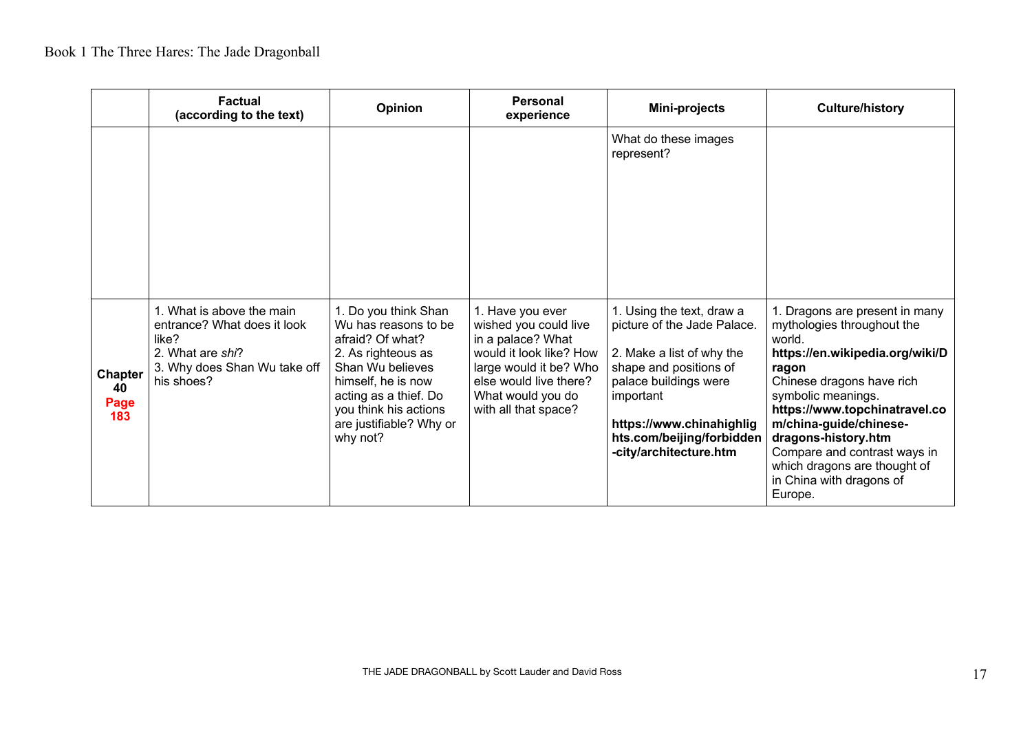|  | Factual (according to the text) | Opinion | Personal experience | Mini-projects | Culture/history |
|---|---|---|---|---|---|
|  |  |  |  | What do these images represent? |  |
| **Chapter 40 Page 183** | 1. What is above the main entrance? What does it look like?<br>2. What are *shi*?<br>3. Why does Shan Wu take off his shoes? | 1. Do you think Shan Wu has reasons to be afraid? Of what?<br>2. As righteous as Shan Wu believes himself, he is now acting as a thief. Do you think his actions are justifiable? Why or why not? | 1. Have you ever wished you could live in a palace? What would it look like? How large would it be? Who else would live there? What would you do with all that space? | 1. Using the text, draw a picture of the Jade Palace.<br><br>2. Make a list of why the shape and positions of palace buildings were important<br><br>**https://www.chinahighlights.com/beijing/forbidden-city/architecture.htm** | 1. Dragons are present in many mythologies throughout the world.<br>**https://en.wikipedia.org/wiki/Dragon**<br>Chinese dragons have rich symbolic meanings.<br>**https://www.topchinatravel.com/china-guide/chinese-dragons-history.htm**<br>Compare and contrast ways in which dragons are thought of in China with dragons of Europe. |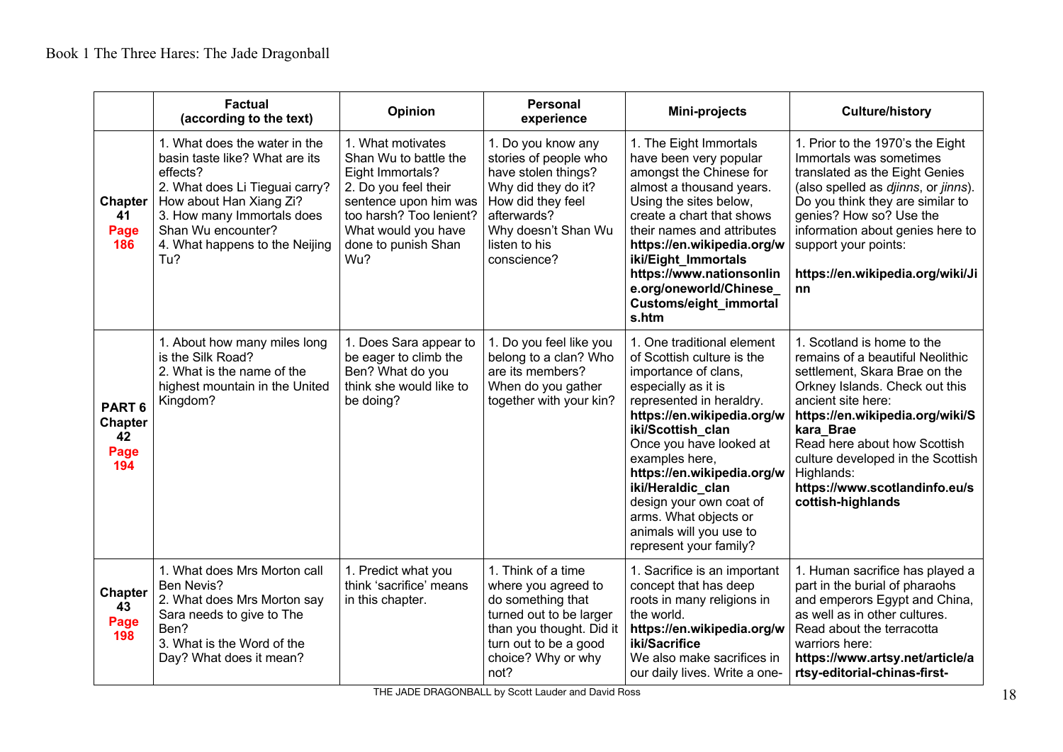| | Factual (according to the text) | Opinion | Personal experience | Mini-projects | Culture/history |
|---|---|---|---|---|---|
| **Chapter 41 Page 186** | 1. What does the water in the basin taste like? What are its effects?<br>2. What does Li Tieguai carry? How about Han Xiang Zi?<br>3. How many Immortals does Shan Wu encounter?<br>4. What happens to the Neijing Tu? | 1. What motivates Shan Wu to battle the Eight Immortals?<br>2. Do you feel their sentence upon him was too harsh? Too lenient? What would you have done to punish Shan Wu? | 1. Do you know any stories of people who have stolen things? Why did they do it? How did they feel afterwards? Why doesn't Shan Wu listen to his conscience? | 1. The Eight Immortals have been very popular amongst the Chinese for almost a thousand years. Using the sites below, create a chart that shows their names and attributes **https://en.wikipedia.org/wiki/Eight_Immortals** **https://www.nationsonline.org/oneworld/Chinese_Customs/eight_immortals.htm** | 1. Prior to the 1970's the Eight Immortals was sometimes translated as the Eight Genies (also spelled as *djinns*, or *jinns*). Do you think they are similar to genies? How so? Use the information about genies here to support your points:<br><br>**https://en.wikipedia.org/wiki/Jinn** |
| **PART 6 Chapter 42 Page 194** | 1. About how many miles long is the Silk Road?<br>2. What is the name of the highest mountain in the United Kingdom? | 1. Does Sara appear to be eager to climb the Ben? What do you think she would like to be doing? | 1. Do you feel like you belong to a clan? Who are its members? When do you gather together with your kin? | 1. One traditional element of Scottish culture is the importance of clans, especially as it is represented in heraldry. **https://en.wikipedia.org/wiki/Scottish_clan** Once you have looked at examples here, **https://en.wikipedia.org/wiki/Heraldic_clan** design your own coat of arms. What objects or animals will you use to represent your family? | 1. Scotland is home to the remains of a beautiful Neolithic settlement, Skara Brae on the Orkney Islands. Check out this ancient site here: **https://en.wikipedia.org/wiki/Skara_Brae** Read here about how Scottish culture developed in the Scottish Highlands: **https://www.scotlandinfo.eu/scottish-highlands** |
| **Chapter 43 Page 198** | 1. What does Mrs Morton call Ben Nevis?<br>2. What does Mrs Morton say Sara needs to give to The Ben?<br>3. What is the Word of the Day? What does it mean? | 1. Predict what you think 'sacrifice' means in this chapter. | 1. Think of a time where you agreed to do something that turned out to be larger than you thought. Did it turn out to be a good choice? Why or why not? | 1. Sacrifice is an important concept that has deep roots in many religions in the world. **https://en.wikipedia.org/wiki/Sacrifice** We also make sacrifices in our daily lives. Write a one- | 1. Human sacrifice has played a part in the burial of pharaohs and emperors Egypt and China, as well as in other cultures. Read about the terracotta warriors here: **https://www.artsy.net/article/artsy-editorial-chinas-first-** |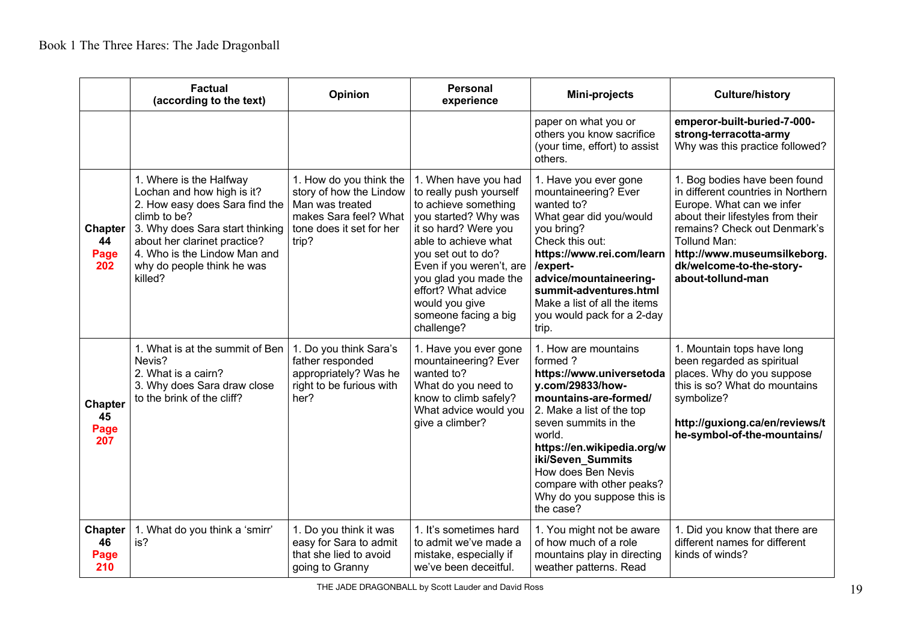| | Factual (according to the text) | Opinion | Personal experience | Mini-projects | Culture/history |
|---|---|---|---|---|---|
| | | | | paper on what you or others you know sacrifice (your time, effort) to assist others. | **emperor-built-buried-7-000-strong-terracotta-army** Why was this practice followed? |
| **Chapter 44 Page 202** | 1. Where is the Halfway Lochan and how high is it? 2. How easy does Sara find the climb to be? 3. Why does Sara start thinking about her clarinet practice? 4. Who is the Lindow Man and why do people think he was killed? | 1. How do you think the story of how the Lindow Man was treated makes Sara feel? What tone does it set for her trip? | 1. When have you had to really push yourself to achieve something you started? Why was it so hard? Were you able to achieve what you set out to do? Even if you weren't, are you glad you made the effort? What advice would you give someone facing a big challenge? | 1. Have you ever gone mountaineering? Ever wanted to? What gear did you/would you bring? Check this out: **https://www.rei.com/learn/expert-advice/mountaineering-summit-adventures.html** Make a list of all the items you would pack for a 2-day trip. | 1. Bog bodies have been found in different countries in Northern Europe. What can we infer about their lifestyles from their remains? Check out Denmark's Tollund Man: **http://www.museumsilkeborg.dk/welcome-to-the-story-about-tollund-man** |
| **Chapter 45 Page 207** | 1. What is at the summit of Ben Nevis? 2. What is a cairn? 3. Why does Sara draw close to the brink of the cliff? | 1. Do you think Sara's father responded appropriately? Was he right to be furious with her? | 1. Have you ever gone mountaineering? Ever wanted to? What do you need to know to climb safely? What advice would you give a climber? | 1. How are mountains formed ? **https://www.universetoday.com/29833/how-mountains-are-formed/** 2. Make a list of the top seven summits in the world. **https://en.wikipedia.org/wiki/Seven_Summits** How does Ben Nevis compare with other peaks? Why do you suppose this is the case? | 1. Mountain tops have long been regarded as spiritual places. Why do you suppose this is so? What do mountains symbolize? **http://guxiong.ca/en/reviews/the-symbol-of-the-mountains/** |
| **Chapter 46 Page 210** | 1. What do you think a 'smirr' is? | 1. Do you think it was easy for Sara to admit that she lied to avoid going to Granny | 1. It's sometimes hard to admit we've made a mistake, especially if we've been deceitful. | 1. You might not be aware of how much of a role mountains play in directing weather patterns. Read | 1. Did you know that there are different names for different kinds of winds? |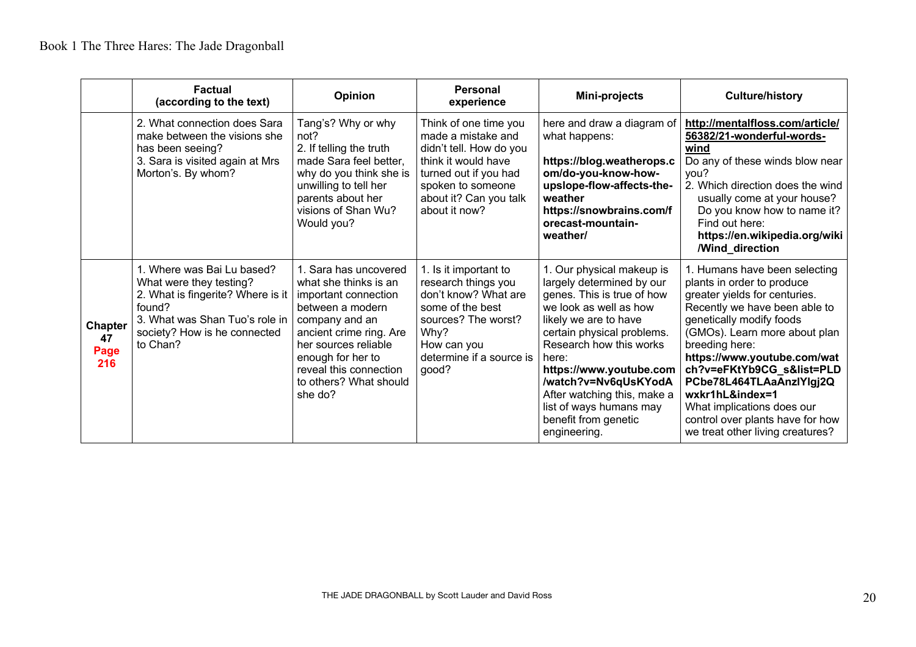| | Factual (according to the text) | Opinion | Personal experience | Mini-projects | Culture/history |
|---|---|---|---|---|---|
| | 2. What connection does Sara make between the visions she has been seeing? 3. Sara is visited again at Mrs Morton's. By whom? | Tang's? Why or why not? 2. If telling the truth made Sara feel better, why do you think she is unwilling to tell her parents about her visions of Shan Wu? Would you? | Think of one time you made a mistake and didn't tell. How do you think it would have turned out if you had spoken to someone about it? Can you talk about it now? | here and draw a diagram of what happens: **https://blog.weatherops.com/do-you-know-how-upslope-flow-affects-the-weather** **https://snowbrains.com/forecast-mountain-weather/** | **http://mentalfloss.com/article/56382/21-wonderful-words-wind** Do any of these winds blow near you? 2. Which direction does the wind usually come at your house? Do you know how to name it? Find out here: **https://en.wikipedia.org/wiki/Wind_direction** |
| **Chapter 47 Page 216** | 1. Where was Bai Lu based? What were they testing? 2. What is fingerite? Where is it found? 3. What was Shan Tuo's role in society? How is he connected to Chan? | 1. Sara has uncovered what she thinks is an important connection between a modern company and an ancient crime ring. Are her sources reliable enough for her to reveal this connection to others? What should she do? | 1. Is it important to research things you don't know? What are some of the best sources? The worst? Why? How can you determine if a source is good? | 1. Our physical makeup is largely determined by our genes. This is true of how we look as well as how likely we are to have certain physical problems. Research how this works here: **https://www.youtube.com/watch?v=Nv6qUsKYodA** After watching this, make a list of ways humans may benefit from genetic engineering. | 1. Humans have been selecting plants in order to produce greater yields for centuries. Recently we have been able to genetically modify foods (GMOs). Learn more about plan breeding here: **https://www.youtube.com/watch?v=eFKtYb9CG_s&list=PLDPCbe78L464TLAaAnzlYlgj2Qwxkr1hL&index=1** What implications does our control over plants have for how we treat other living creatures? |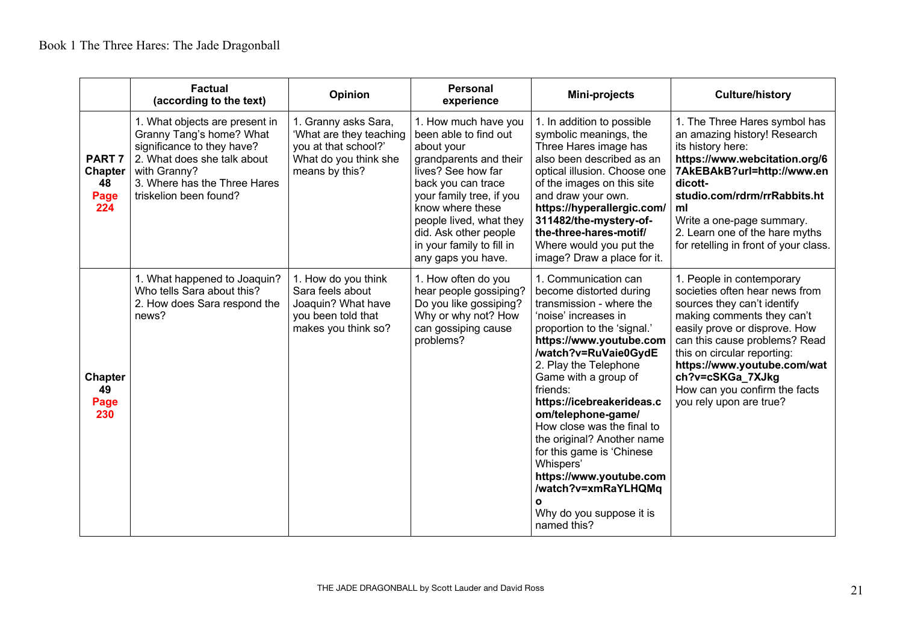|  | Factual (according to the text) | Opinion | Personal experience | Mini-projects | Culture/history |
|---|---|---|---|---|---|
| **PART 7 Chapter 48 Page 224** | 1. What objects are present in Granny Tang's home? What significance to they have?<br>2. What does she talk about with Granny?<br>3. Where has the Three Hares triskelion been found? | 1. Granny asks Sara, 'What are they teaching you at that school?' What do you think she means by this? | 1. How much have you been able to find out about your grandparents and their lives? See how far back you can trace your family tree, if you know where these people lived, what they did. Ask other people in your family to fill in any gaps you have. | 1. In addition to possible symbolic meanings, the Three Hares image has also been described as an optical illusion. Choose one of the images on this site and draw your own. **https://hyperallergic.com/311482/the-mystery-of-the-three-hares-motif/** Where would you put the image? Draw a place for it. | 1. The Three Hares symbol has an amazing history! Research its history here: **https://www.webcitation.org/67AkEBAkB?url=http://www.endicott-studio.com/rdrm/rrRabbits.html** Write a one-page summary.<br>2. Learn one of the hare myths for retelling in front of your class. |
| **Chapter 49 Page 230** | 1. What happened to Joaquin? Who tells Sara about this?<br>2. How does Sara respond the news? | 1. How do you think Sara feels about Joaquin? What have you been told that makes you think so? | 1. How often do you hear people gossiping? Do you like gossiping? Why or why not? How can gossiping cause problems? | 1. Communication can become distorted during transmission - where the 'noise' increases in proportion to the 'signal.' **https://www.youtube.com/watch?v=RuVaie0GydE**<br>2. Play the Telephone Game with a group of friends: **https://icebreakerideas.com/telephone-game/** How close was the final to the original? Another name for this game is 'Chinese Whispers' **https://www.youtube.com/watch?v=xmRaYLHQMqo** Why do you suppose it is named this? | 1. People in contemporary societies often hear news from sources they can't identify making comments they can't easily prove or disprove. How can this cause problems? Read this on circular reporting: **https://www.youtube.com/watch?v=cSKGa_7XJkg** How can you confirm the facts you rely upon are true? |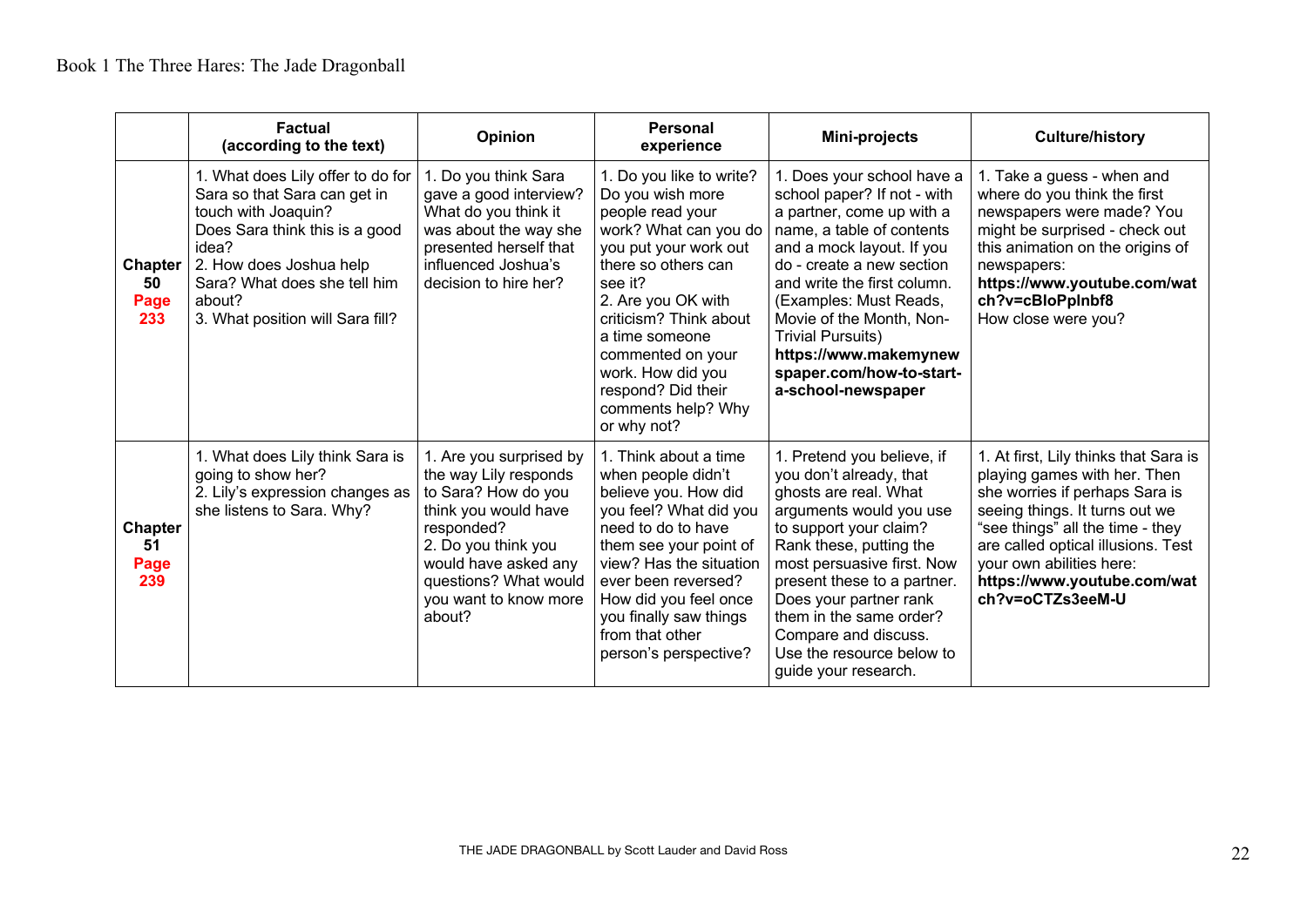| | Factual (according to the text) | Opinion | Personal experience | Mini-projects | Culture/history |
|---|---|---|---|---|---|
| **Chapter 50 Page 233** | 1. What does Lily offer to do for Sara so that Sara can get in touch with Joaquin? Does Sara think this is a good idea?<br>2. How does Joshua help Sara? What does she tell him about?<br>3. What position will Sara fill? | 1. Do you think Sara gave a good interview? What do you think it was about the way she presented herself that influenced Joshua's decision to hire her? | 1. Do you like to write? Do you wish more people read your work? What can you do you put your work out there so others can see it?<br>2. Are you OK with criticism? Think about a time someone commented on your work. How did you respond? Did their comments help? Why or why not? | 1. Does your school have a school paper? If not - with a partner, come up with a name, a table of contents and a mock layout. If you do - create a new section and write the first column. (Examples: Must Reads, Movie of the Month, Non-Trivial Pursuits) **https://www.makemynewspaper.com/how-to-start-a-school-newspaper** | 1. Take a guess - when and where do you think the first newspapers were made? You might be surprised - check out this animation on the origins of newspapers: **https://www.youtube.com/watch?v=cBIoPplnbf8** How close were you? |
| **Chapter 51 Page 239** | 1. What does Lily think Sara is going to show her?<br>2. Lily's expression changes as she listens to Sara. Why? | 1. Are you surprised by the way Lily responds to Sara? How do you think you would have responded?<br>2. Do you think you would have asked any questions? What would you want to know more about? | 1. Think about a time when people didn't believe you. How did you feel? What did you need to do to have them see your point of view? Has the situation ever been reversed? How did you feel once you finally saw things from that other person's perspective? | 1. Pretend you believe, if you don't already, that ghosts are real. What arguments would you use to support your claim? Rank these, putting the most persuasive first. Now present these to a partner. Does your partner rank them in the same order? Compare and discuss. Use the resource below to guide your research. | 1. At first, Lily thinks that Sara is playing games with her. Then she worries if perhaps Sara is seeing things. It turns out we "see things" all the time - they are called optical illusions. Test your own abilities here: **https://www.youtube.com/watch?v=oCTZs3eeM-U** |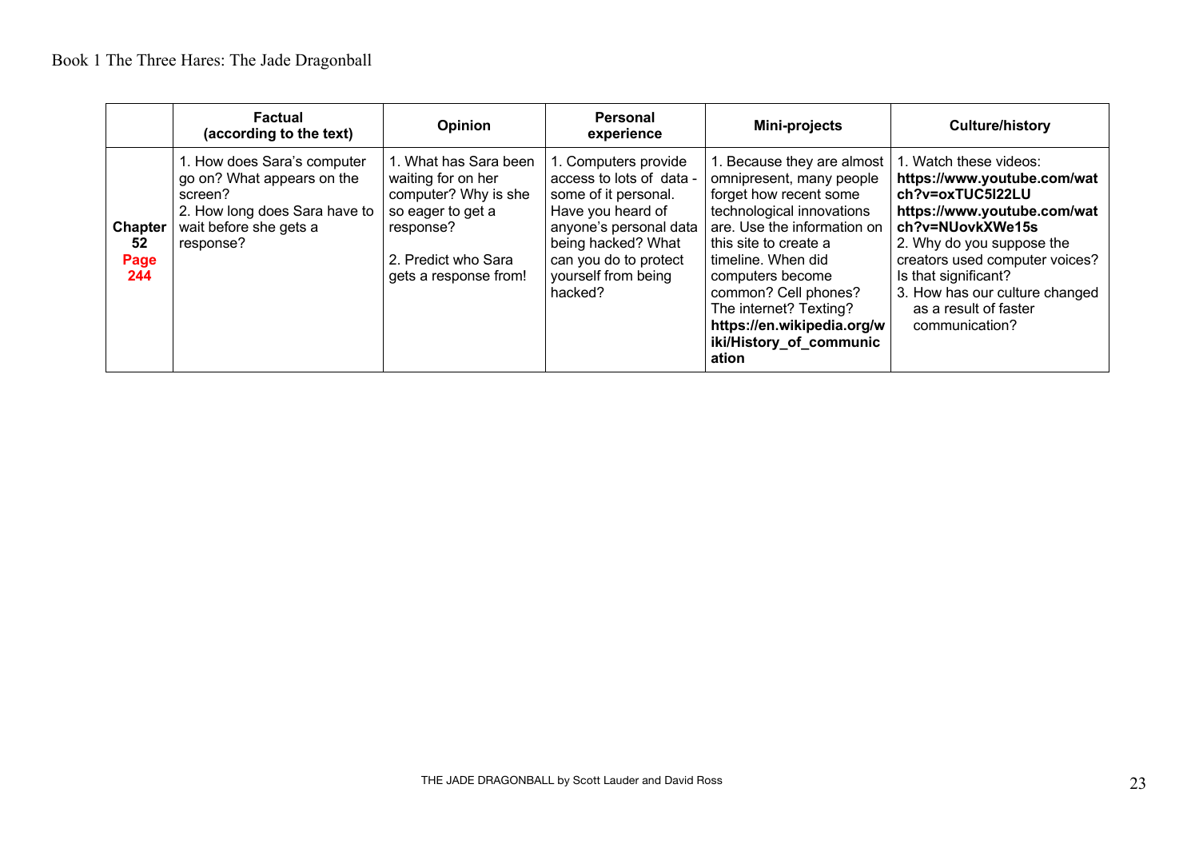Book 1 The Three Hares: The Jade Dragonball

| | Factual (according to the text) | Opinion | Personal experience | Mini-projects | Culture/history |
|---|---|---|---|---|---|
| **Chapter 52 Page 244** | 1. How does Sara's computer go on? What appears on the screen?<br>2. How long does Sara have to wait before she gets a response? | 1. What has Sara been waiting for on her computer? Why is she so eager to get a response?<br><br>2. Predict who Sara gets a response from! | 1. Computers provide access to lots of data - some of it personal. Have you heard of anyone's personal data being hacked? What can you do to protect yourself from being hacked? | 1. Because they are almost omnipresent, many people forget how recent some technological innovations are. Use the information on this site to create a timeline. When did computers become common? Cell phones? The internet? Texting? **https://en.wikipedia.org/wiki/History_of_communication** | 1. Watch these videos: **https://www.youtube.com/watch?v=oxTUC5I22LU** **https://www.youtube.com/watch?v=NUovkXWe15s**<br>2. Why do you suppose the creators used computer voices? Is that significant?<br>3. How has our culture changed as a result of faster communication? |

THE JADE DRAGONBALL by Scott Lauder and David Ross